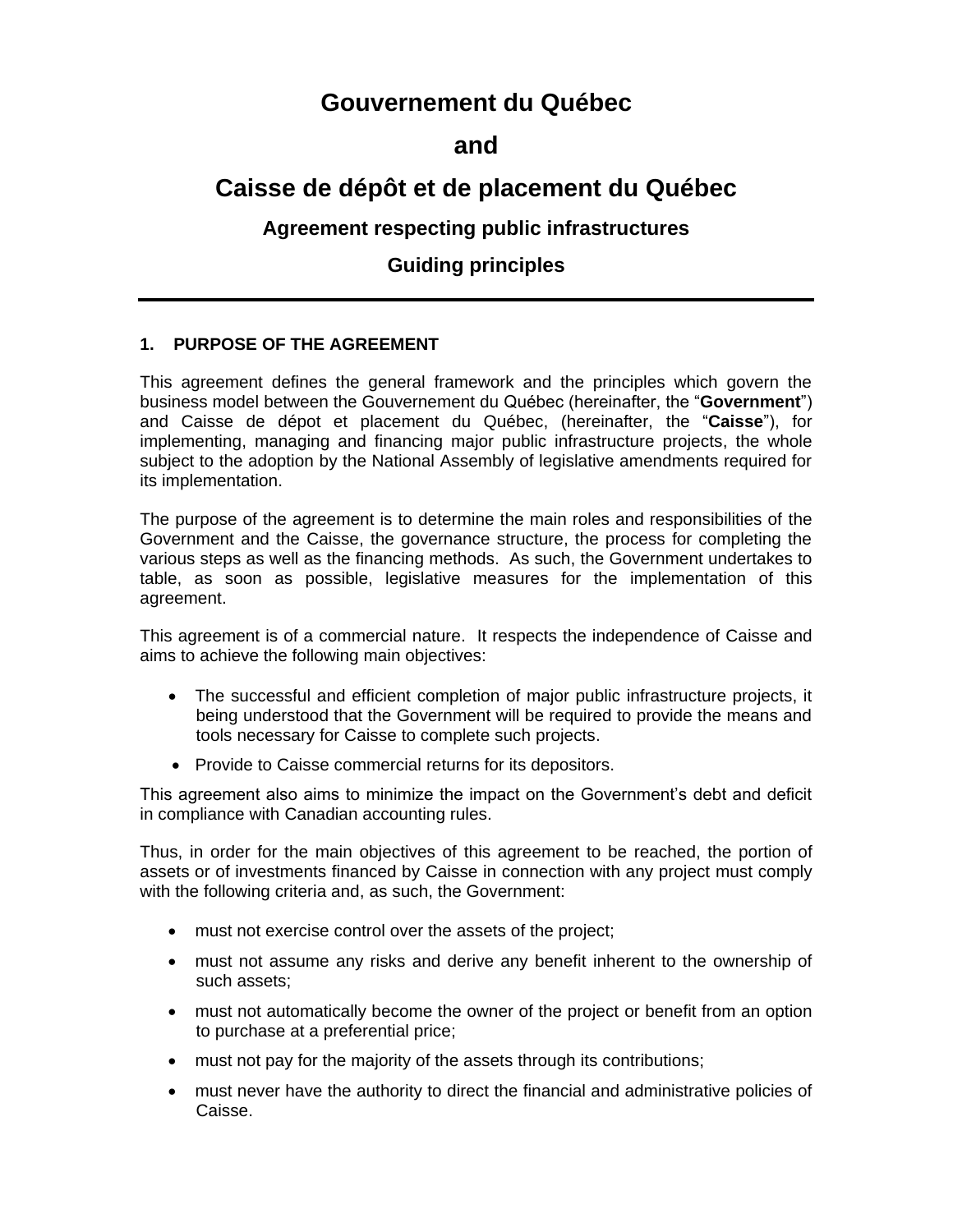# Gouvernement du Québec

# and

# Caisse de dépôt et de placement du Québec

## Agreement respecting public infrastructures

## Guiding principles

---

### 1. PURPOSE OF THE AGREEMENT

This agreement defines the general framework and the principles which govern the business model between the Gouvernement du Québec (hereinafter, the "**Government**") and Caisse de dépot et placement du Québec, (hereinafter, the "**Caisse**"), for implementing, managing and financing major public infrastructure projects, the whole subject to the adoption by the National Assembly of legislative amendments required for its implementation.

The purpose of the agreement is to determine the main roles and responsibilities of the Government and the Caisse, the governance structure, the process for completing the various steps as well as the financing methods. As such, the Government undertakes to table, as soon as possible, legislative measures for the implementation of this agreement.

This agreement is of a commercial nature. It respects the independence of Caisse and aims to achieve the following main objectives:

- The successful and efficient completion of major public infrastructure projects, it being understood that the Government will be required to provide the means and tools necessary for Caisse to complete such projects.
- Provide to Caisse commercial returns for its depositors.

This agreement also aims to minimize the impact on the Government's debt and deficit in compliance with Canadian accounting rules.

Thus, in order for the main objectives of this agreement to be reached, the portion of assets or of investments financed by Caisse in connection with any project must comply with the following criteria and, as such, the Government:

- must not exercise control over the assets of the project;
- must not assume any risks and derive any benefit inherent to the ownership of such assets;
- must not automatically become the owner of the project or benefit from an option to purchase at a preferential price;
- must not pay for the majority of the assets through its contributions;
- must never have the authority to direct the financial and administrative policies of Caisse.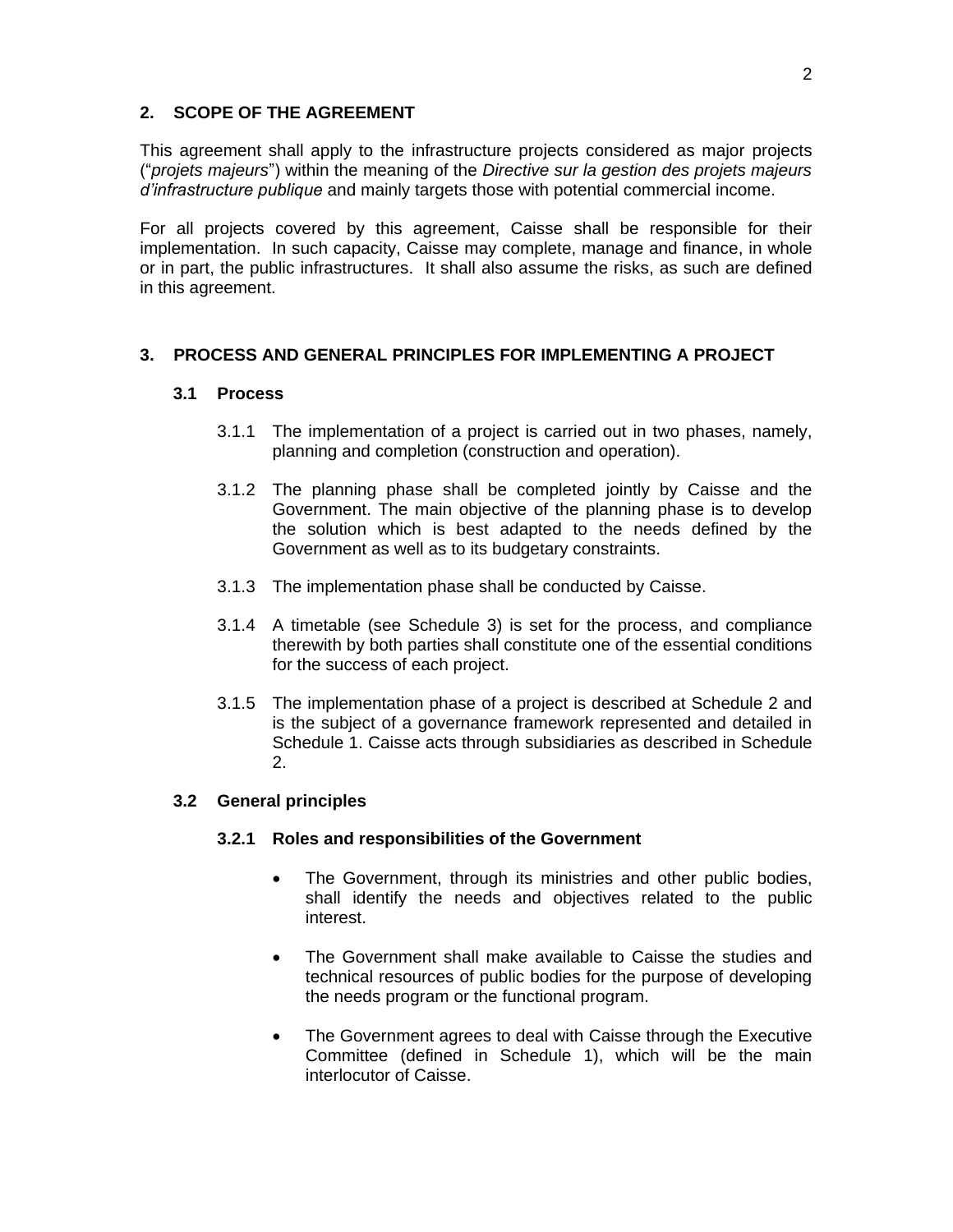## 2. SCOPE OF THE AGREEMENT

This agreement shall apply to the infrastructure projects considered as major projects ("*projets majeurs*") within the meaning of the *Directive sur la gestion des projets majeurs d'infrastructure publique* and mainly targets those with potential commercial income.

For all projects covered by this agreement, Caisse shall be responsible for their implementation. In such capacity, Caisse may complete, manage and finance, in whole or in part, the public infrastructures. It shall also assume the risks, as such are defined in this agreement.

## 3. PROCESS AND GENERAL PRINCIPLES FOR IMPLEMENTING A PROJECT

### 3.1 Process

3.1.1 The implementation of a project is carried out in two phases, namely, planning and completion (construction and operation).

3.1.2 The planning phase shall be completed jointly by Caisse and the Government. The main objective of the planning phase is to develop the solution which is best adapted to the needs defined by the Government as well as to its budgetary constraints.

3.1.3 The implementation phase shall be conducted by Caisse.

3.1.4 A timetable (see Schedule 3) is set for the process, and compliance therewith by both parties shall constitute one of the essential conditions for the success of each project.

3.1.5 The implementation phase of a project is described at Schedule 2 and is the subject of a governance framework represented and detailed in Schedule 1. Caisse acts through subsidiaries as described in Schedule 2.

### 3.2 General principles

#### 3.2.1 Roles and responsibilities of the Government

- The Government, through its ministries and other public bodies, shall identify the needs and objectives related to the public interest.
- The Government shall make available to Caisse the studies and technical resources of public bodies for the purpose of developing the needs program or the functional program.
- The Government agrees to deal with Caisse through the Executive Committee (defined in Schedule 1), which will be the main interlocutor of Caisse.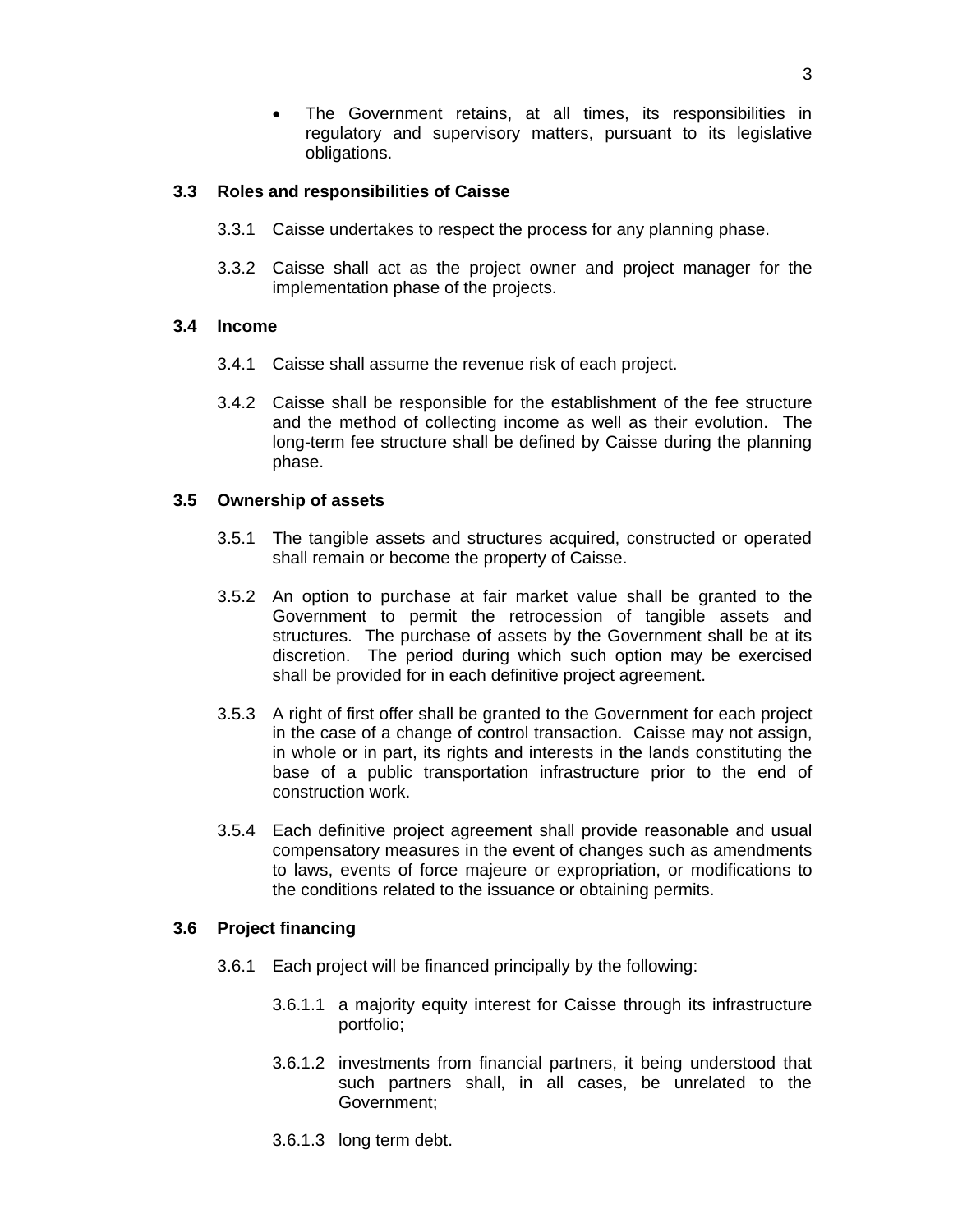- The Government retains, at all times, its responsibilities in regulatory and supervisory matters, pursuant to its legislative obligations.

### 3.3 Roles and responsibilities of Caisse

3.3.1 Caisse undertakes to respect the process for any planning phase.

3.3.2 Caisse shall act as the project owner and project manager for the implementation phase of the projects.

### 3.4 Income

3.4.1 Caisse shall assume the revenue risk of each project.

3.4.2 Caisse shall be responsible for the establishment of the fee structure and the method of collecting income as well as their evolution. The long-term fee structure shall be defined by Caisse during the planning phase.

### 3.5 Ownership of assets

3.5.1 The tangible assets and structures acquired, constructed or operated shall remain or become the property of Caisse.

3.5.2 An option to purchase at fair market value shall be granted to the Government to permit the retrocession of tangible assets and structures. The purchase of assets by the Government shall be at its discretion. The period during which such option may be exercised shall be provided for in each definitive project agreement.

3.5.3 A right of first offer shall be granted to the Government for each project in the case of a change of control transaction. Caisse may not assign, in whole or in part, its rights and interests in the lands constituting the base of a public transportation infrastructure prior to the end of construction work.

3.5.4 Each definitive project agreement shall provide reasonable and usual compensatory measures in the event of changes such as amendments to laws, events of force majeure or expropriation, or modifications to the conditions related to the issuance or obtaining permits.

### 3.6 Project financing

3.6.1 Each project will be financed principally by the following:

3.6.1.1 a majority equity interest for Caisse through its infrastructure portfolio;

3.6.1.2 investments from financial partners, it being understood that such partners shall, in all cases, be unrelated to the Government;

3.6.1.3 long term debt.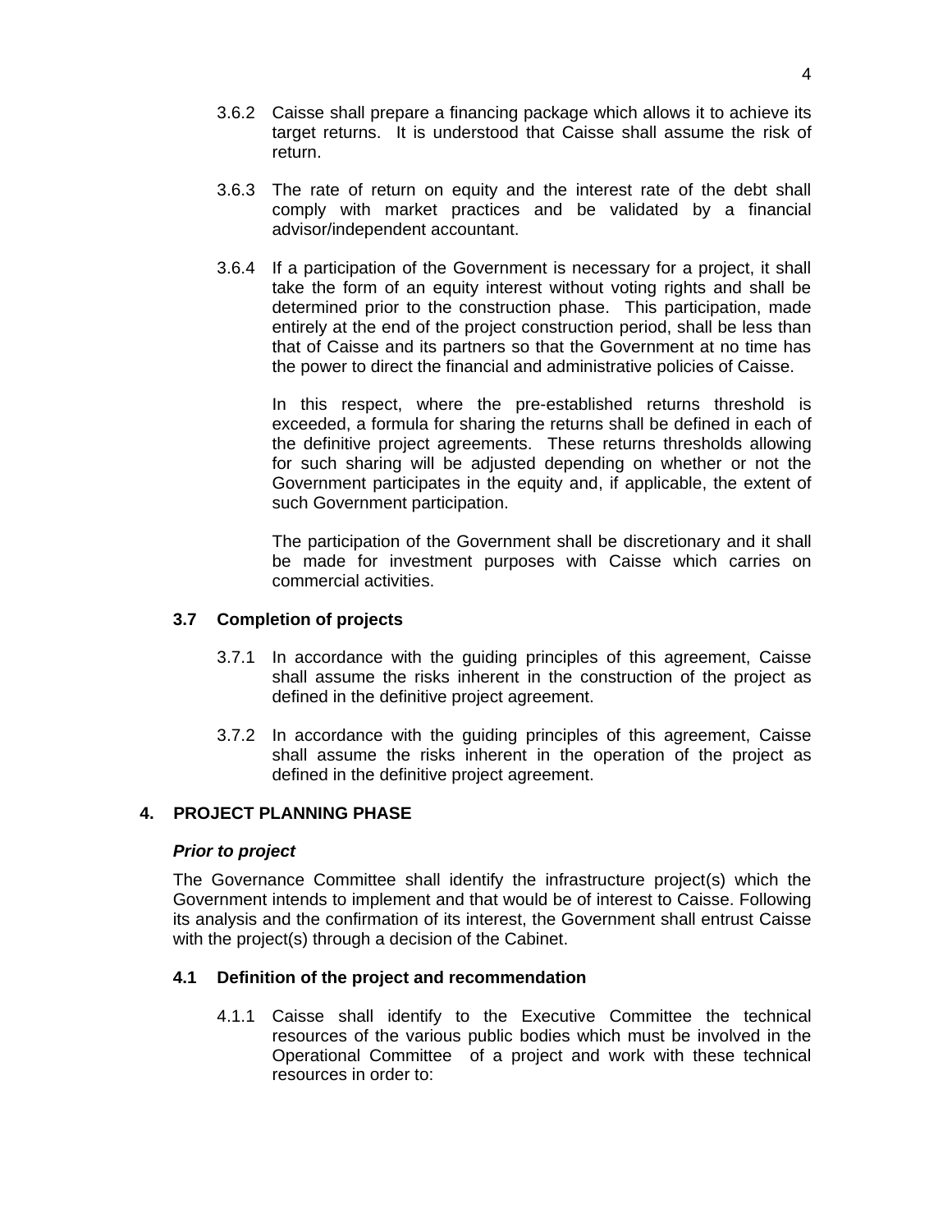3.6.2 Caisse shall prepare a financing package which allows it to achieve its target returns. It is understood that Caisse shall assume the risk of return.

3.6.3 The rate of return on equity and the interest rate of the debt shall comply with market practices and be validated by a financial advisor/independent accountant.

3.6.4 If a participation of the Government is necessary for a project, it shall take the form of an equity interest without voting rights and shall be determined prior to the construction phase. This participation, made entirely at the end of the project construction period, shall be less than that of Caisse and its partners so that the Government at no time has the power to direct the financial and administrative policies of Caisse.

In this respect, where the pre-established returns threshold is exceeded, a formula for sharing the returns shall be defined in each of the definitive project agreements. These returns thresholds allowing for such sharing will be adjusted depending on whether or not the Government participates in the equity and, if applicable, the extent of such Government participation.

The participation of the Government shall be discretionary and it shall be made for investment purposes with Caisse which carries on commercial activities.

### 3.7 Completion of projects

3.7.1 In accordance with the guiding principles of this agreement, Caisse shall assume the risks inherent in the construction of the project as defined in the definitive project agreement.

3.7.2 In accordance with the guiding principles of this agreement, Caisse shall assume the risks inherent in the operation of the project as defined in the definitive project agreement.

## 4. PROJECT PLANNING PHASE

***Prior to project***

The Governance Committee shall identify the infrastructure project(s) which the Government intends to implement and that would be of interest to Caisse. Following its analysis and the confirmation of its interest, the Government shall entrust Caisse with the project(s) through a decision of the Cabinet.

### 4.1 Definition of the project and recommendation

4.1.1 Caisse shall identify to the Executive Committee the technical resources of the various public bodies which must be involved in the Operational Committee of a project and work with these technical resources in order to: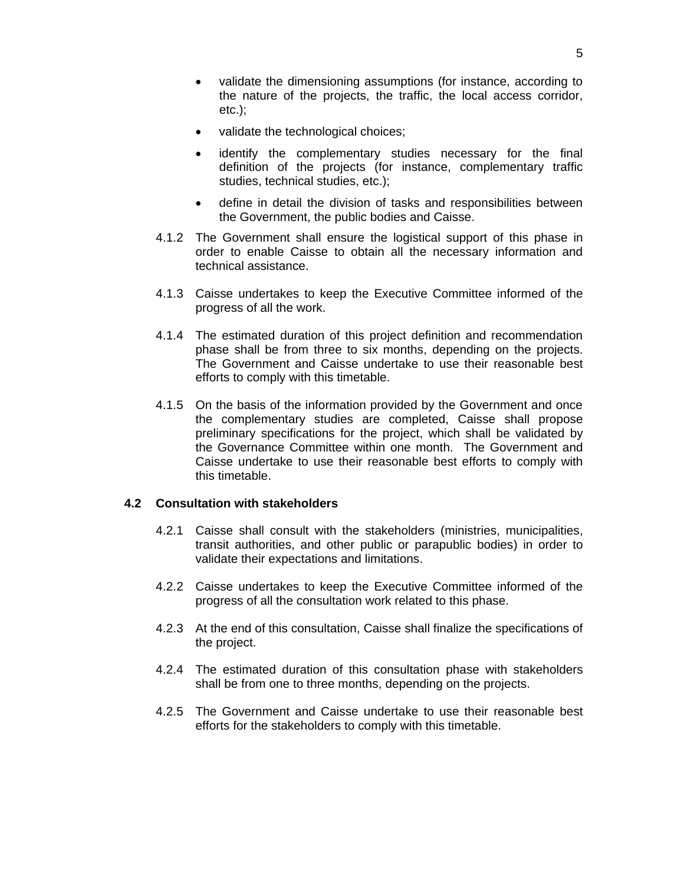- validate the dimensioning assumptions (for instance, according to the nature of the projects, the traffic, the local access corridor, etc.);
- validate the technological choices;
- identify the complementary studies necessary for the final definition of the projects (for instance, complementary traffic studies, technical studies, etc.);
- define in detail the division of tasks and responsibilities between the Government, the public bodies and Caisse.

4.1.2 The Government shall ensure the logistical support of this phase in order to enable Caisse to obtain all the necessary information and technical assistance.

4.1.3 Caisse undertakes to keep the Executive Committee informed of the progress of all the work.

4.1.4 The estimated duration of this project definition and recommendation phase shall be from three to six months, depending on the projects. The Government and Caisse undertake to use their reasonable best efforts to comply with this timetable.

4.1.5 On the basis of the information provided by the Government and once the complementary studies are completed, Caisse shall propose preliminary specifications for the project, which shall be validated by the Governance Committee within one month. The Government and Caisse undertake to use their reasonable best efforts to comply with this timetable.

### 4.2 Consultation with stakeholders

4.2.1 Caisse shall consult with the stakeholders (ministries, municipalities, transit authorities, and other public or parapublic bodies) in order to validate their expectations and limitations.

4.2.2 Caisse undertakes to keep the Executive Committee informed of the progress of all the consultation work related to this phase.

4.2.3 At the end of this consultation, Caisse shall finalize the specifications of the project.

4.2.4 The estimated duration of this consultation phase with stakeholders shall be from one to three months, depending on the projects.

4.2.5 The Government and Caisse undertake to use their reasonable best efforts for the stakeholders to comply with this timetable.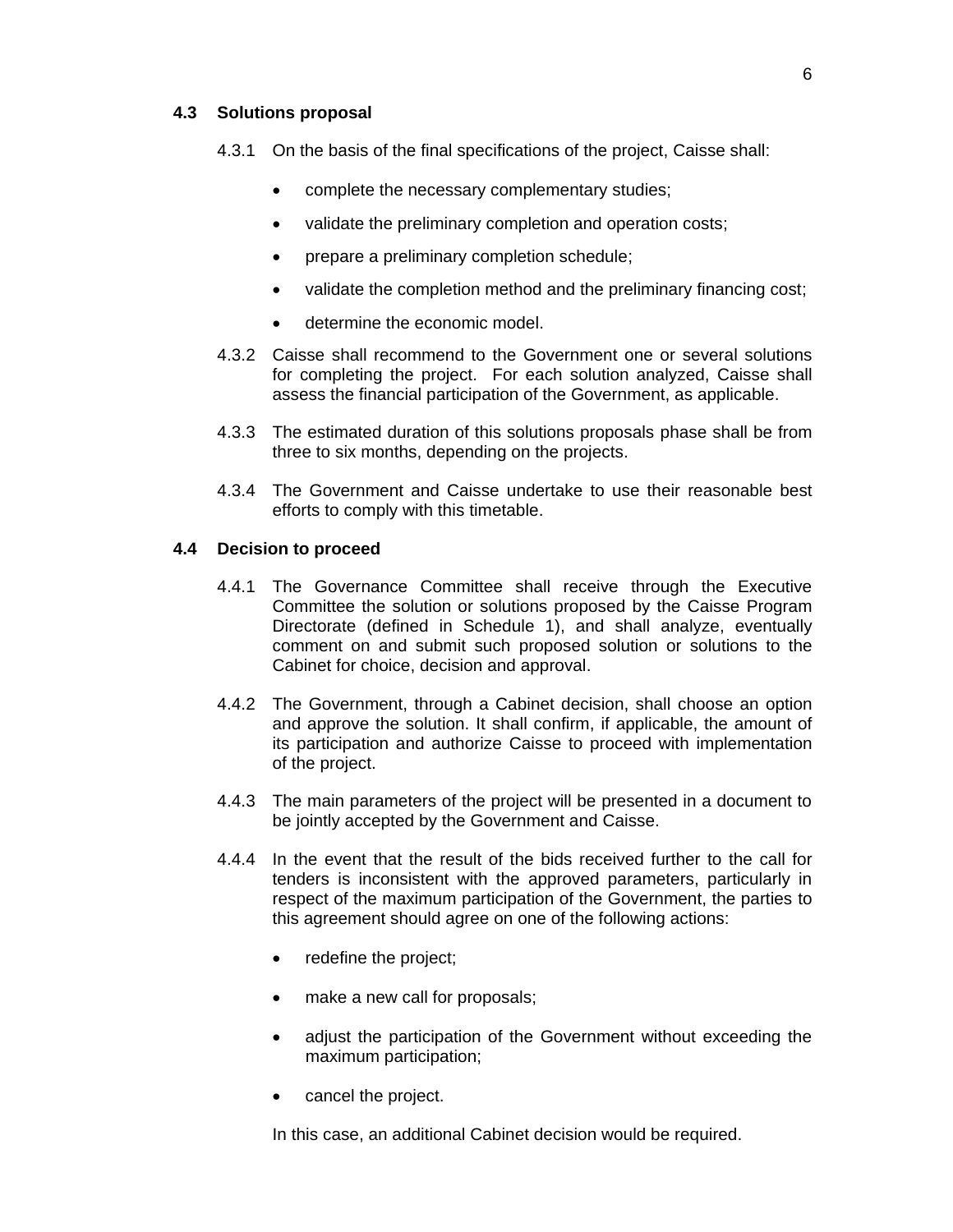### 4.3 Solutions proposal

4.3.1 On the basis of the final specifications of the project, Caisse shall:

- complete the necessary complementary studies;
- validate the preliminary completion and operation costs;
- prepare a preliminary completion schedule;
- validate the completion method and the preliminary financing cost;
- determine the economic model.

4.3.2 Caisse shall recommend to the Government one or several solutions for completing the project. For each solution analyzed, Caisse shall assess the financial participation of the Government, as applicable.

4.3.3 The estimated duration of this solutions proposals phase shall be from three to six months, depending on the projects.

4.3.4 The Government and Caisse undertake to use their reasonable best efforts to comply with this timetable.

### 4.4 Decision to proceed

4.4.1 The Governance Committee shall receive through the Executive Committee the solution or solutions proposed by the Caisse Program Directorate (defined in Schedule 1), and shall analyze, eventually comment on and submit such proposed solution or solutions to the Cabinet for choice, decision and approval.

4.4.2 The Government, through a Cabinet decision, shall choose an option and approve the solution. It shall confirm, if applicable, the amount of its participation and authorize Caisse to proceed with implementation of the project.

4.4.3 The main parameters of the project will be presented in a document to be jointly accepted by the Government and Caisse.

4.4.4 In the event that the result of the bids received further to the call for tenders is inconsistent with the approved parameters, particularly in respect of the maximum participation of the Government, the parties to this agreement should agree on one of the following actions:

- redefine the project;
- make a new call for proposals;
- adjust the participation of the Government without exceeding the maximum participation;
- cancel the project.

In this case, an additional Cabinet decision would be required.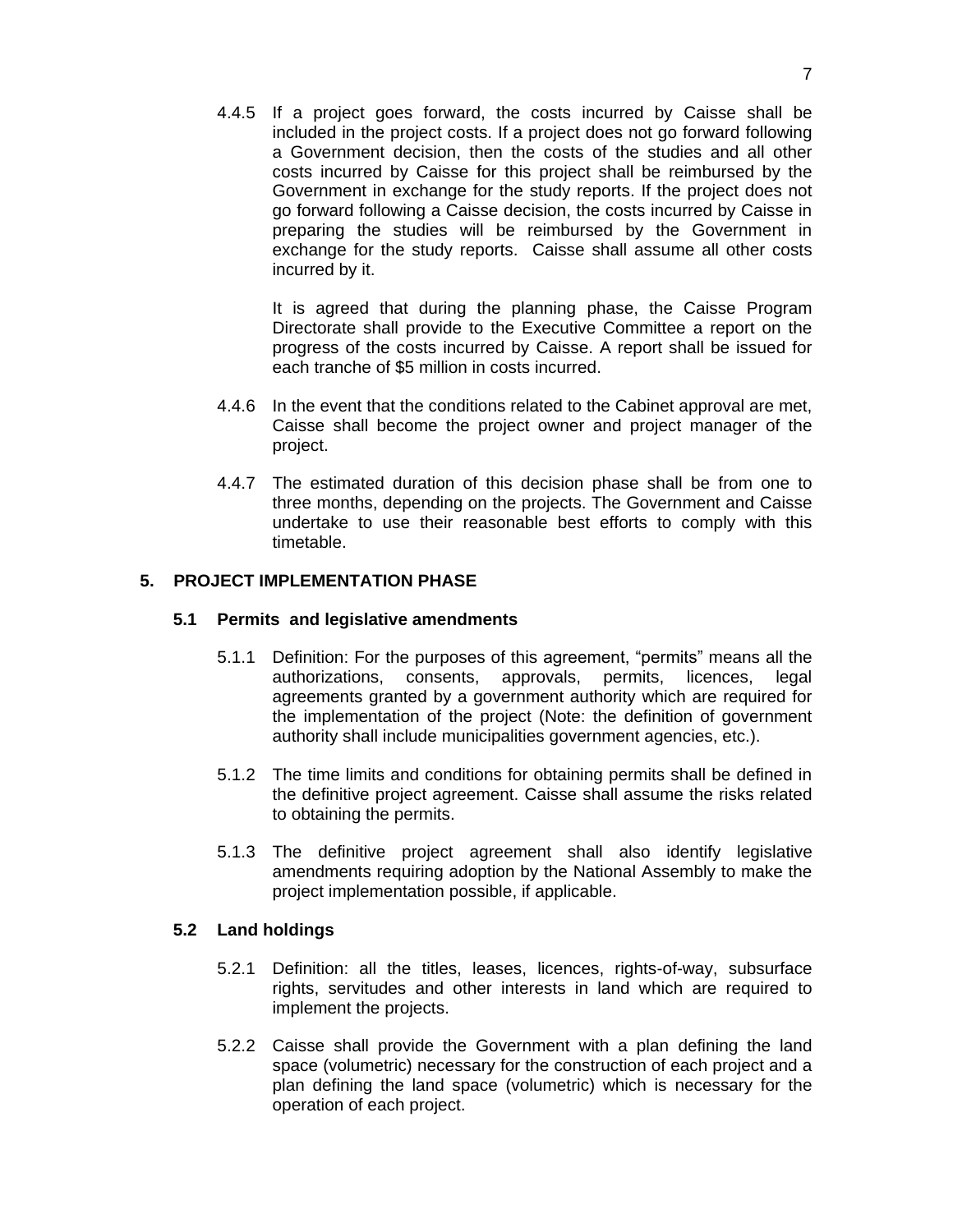4.4.5 If a project goes forward, the costs incurred by Caisse shall be included in the project costs. If a project does not go forward following a Government decision, then the costs of the studies and all other costs incurred by Caisse for this project shall be reimbursed by the Government in exchange for the study reports. If the project does not go forward following a Caisse decision, the costs incurred by Caisse in preparing the studies will be reimbursed by the Government in exchange for the study reports. Caisse shall assume all other costs incurred by it.

It is agreed that during the planning phase, the Caisse Program Directorate shall provide to the Executive Committee a report on the progress of the costs incurred by Caisse. A report shall be issued for each tranche of $5 million in costs incurred.

4.4.6 In the event that the conditions related to the Cabinet approval are met, Caisse shall become the project owner and project manager of the project.

4.4.7 The estimated duration of this decision phase shall be from one to three months, depending on the projects. The Government and Caisse undertake to use their reasonable best efforts to comply with this timetable.

## 5. PROJECT IMPLEMENTATION PHASE

### 5.1 Permits and legislative amendments

5.1.1 Definition: For the purposes of this agreement, "permits" means all the authorizations, consents, approvals, permits, licences, legal agreements granted by a government authority which are required for the implementation of the project (Note: the definition of government authority shall include municipalities government agencies, etc.).

5.1.2 The time limits and conditions for obtaining permits shall be defined in the definitive project agreement. Caisse shall assume the risks related to obtaining the permits.

5.1.3 The definitive project agreement shall also identify legislative amendments requiring adoption by the National Assembly to make the project implementation possible, if applicable.

### 5.2 Land holdings

5.2.1 Definition: all the titles, leases, licences, rights-of-way, subsurface rights, servitudes and other interests in land which are required to implement the projects.

5.2.2 Caisse shall provide the Government with a plan defining the land space (volumetric) necessary for the construction of each project and a plan defining the land space (volumetric) which is necessary for the operation of each project.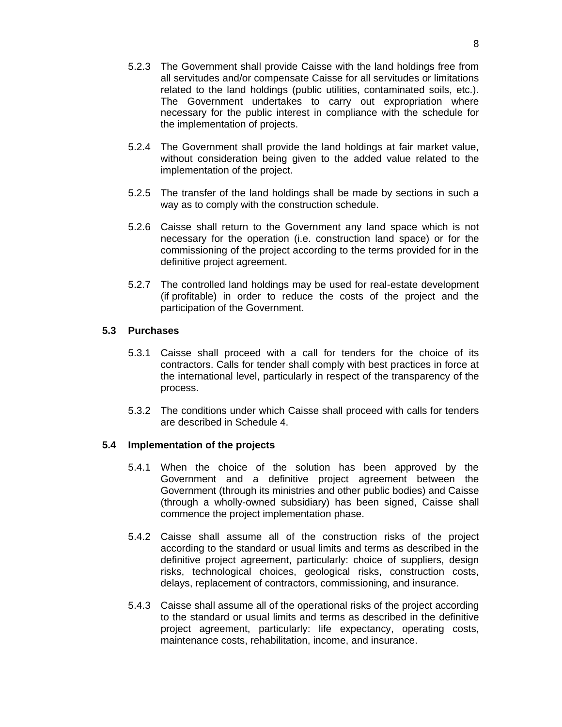5.2.3 The Government shall provide Caisse with the land holdings free from all servitudes and/or compensate Caisse for all servitudes or limitations related to the land holdings (public utilities, contaminated soils, etc.). The Government undertakes to carry out expropriation where necessary for the public interest in compliance with the schedule for the implementation of projects.

5.2.4 The Government shall provide the land holdings at fair market value, without consideration being given to the added value related to the implementation of the project.

5.2.5 The transfer of the land holdings shall be made by sections in such a way as to comply with the construction schedule.

5.2.6 Caisse shall return to the Government any land space which is not necessary for the operation (i.e. construction land space) or for the commissioning of the project according to the terms provided for in the definitive project agreement.

5.2.7 The controlled land holdings may be used for real-estate development (if profitable) in order to reduce the costs of the project and the participation of the Government.

### 5.3 Purchases

5.3.1 Caisse shall proceed with a call for tenders for the choice of its contractors. Calls for tender shall comply with best practices in force at the international level, particularly in respect of the transparency of the process.

5.3.2 The conditions under which Caisse shall proceed with calls for tenders are described in Schedule 4.

### 5.4 Implementation of the projects

5.4.1 When the choice of the solution has been approved by the Government and a definitive project agreement between the Government (through its ministries and other public bodies) and Caisse (through a wholly-owned subsidiary) has been signed, Caisse shall commence the project implementation phase.

5.4.2 Caisse shall assume all of the construction risks of the project according to the standard or usual limits and terms as described in the definitive project agreement, particularly: choice of suppliers, design risks, technological choices, geological risks, construction costs, delays, replacement of contractors, commissioning, and insurance.

5.4.3 Caisse shall assume all of the operational risks of the project according to the standard or usual limits and terms as described in the definitive project agreement, particularly: life expectancy, operating costs, maintenance costs, rehabilitation, income, and insurance.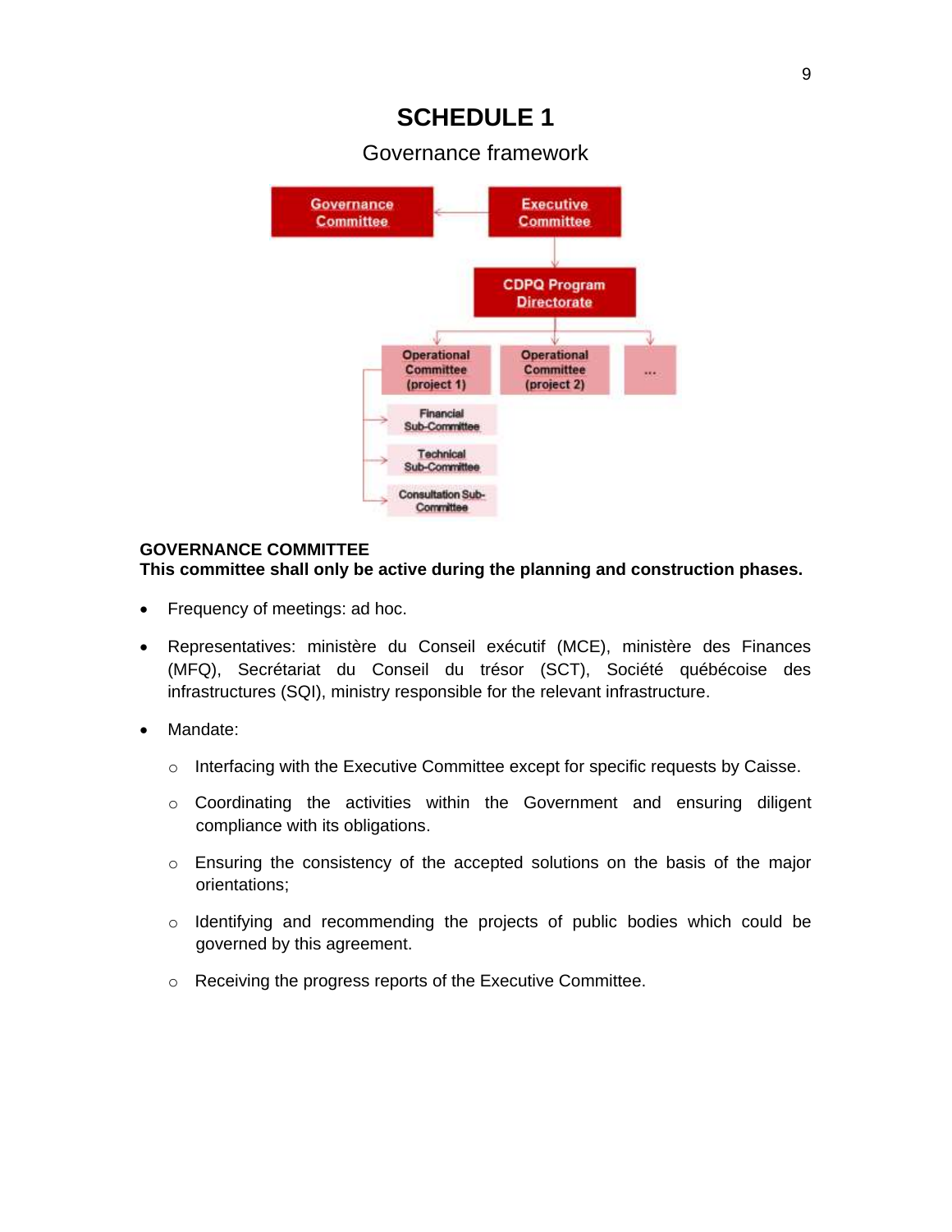# SCHEDULE 1

Governance framework

Governance Committee

Executive Committee

CDPQ Program Directorate

Operational Committee (project 1)

Operational Committee (project 2)

...

Financial Sub-Committee

Technical Sub-Committee

Consultation Sub-Committee

**GOVERNANCE COMMITTEE**
**This committee shall only be active during the planning and construction phases.**

- Frequency of meetings: ad hoc.
- Representatives: ministère du Conseil exécutif (MCE), ministère des Finances (MFQ), Secrétariat du Conseil du trésor (SCT), Société québécoise des infrastructures (SQI), ministry responsible for the relevant infrastructure.
- Mandate:
  - Interfacing with the Executive Committee except for specific requests by Caisse.
  - Coordinating the activities within the Government and ensuring diligent compliance with its obligations.
  - Ensuring the consistency of the accepted solutions on the basis of the major orientations;
  - Identifying and recommending the projects of public bodies which could be governed by this agreement.
  - Receiving the progress reports of the Executive Committee.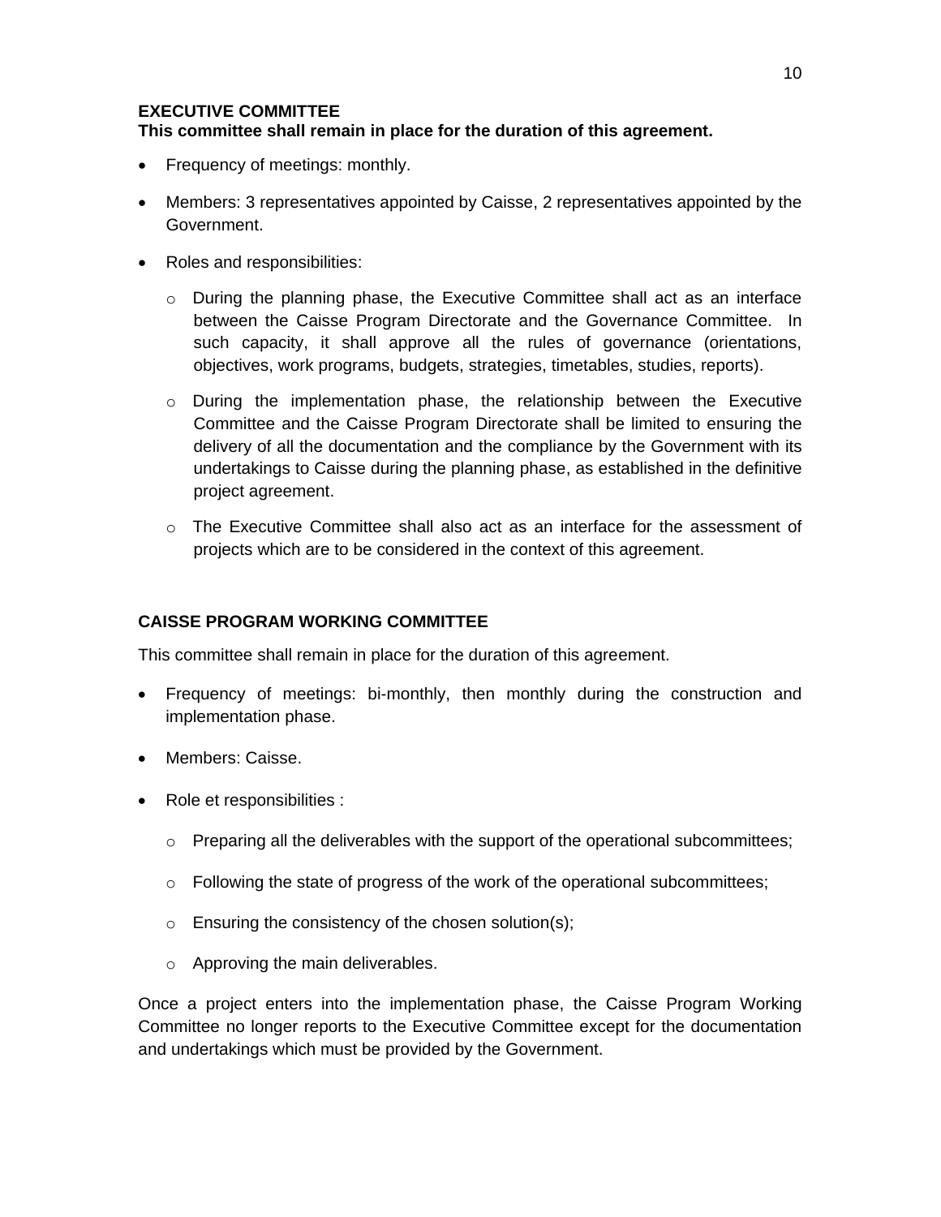**EXECUTIVE COMMITTEE**
**This committee shall remain in place for the duration of this agreement.**

- Frequency of meetings: monthly.
- Members: 3 representatives appointed by Caisse, 2 representatives appointed by the Government.
- Roles and responsibilities:
  - During the planning phase, the Executive Committee shall act as an interface between the Caisse Program Directorate and the Governance Committee. In such capacity, it shall approve all the rules of governance (orientations, objectives, work programs, budgets, strategies, timetables, studies, reports).
  - During the implementation phase, the relationship between the Executive Committee and the Caisse Program Directorate shall be limited to ensuring the delivery of all the documentation and the compliance by the Government with its undertakings to Caisse during the planning phase, as established in the definitive project agreement.
  - The Executive Committee shall also act as an interface for the assessment of projects which are to be considered in the context of this agreement.

**CAISSE PROGRAM WORKING COMMITTEE**

This committee shall remain in place for the duration of this agreement.

- Frequency of meetings: bi-monthly, then monthly during the construction and implementation phase.
- Members: Caisse.
- Role et responsibilities :
  - Preparing all the deliverables with the support of the operational subcommittees;
  - Following the state of progress of the work of the operational subcommittees;
  - Ensuring the consistency of the chosen solution(s);
  - Approving the main deliverables.

Once a project enters into the implementation phase, the Caisse Program Working Committee no longer reports to the Executive Committee except for the documentation and undertakings which must be provided by the Government.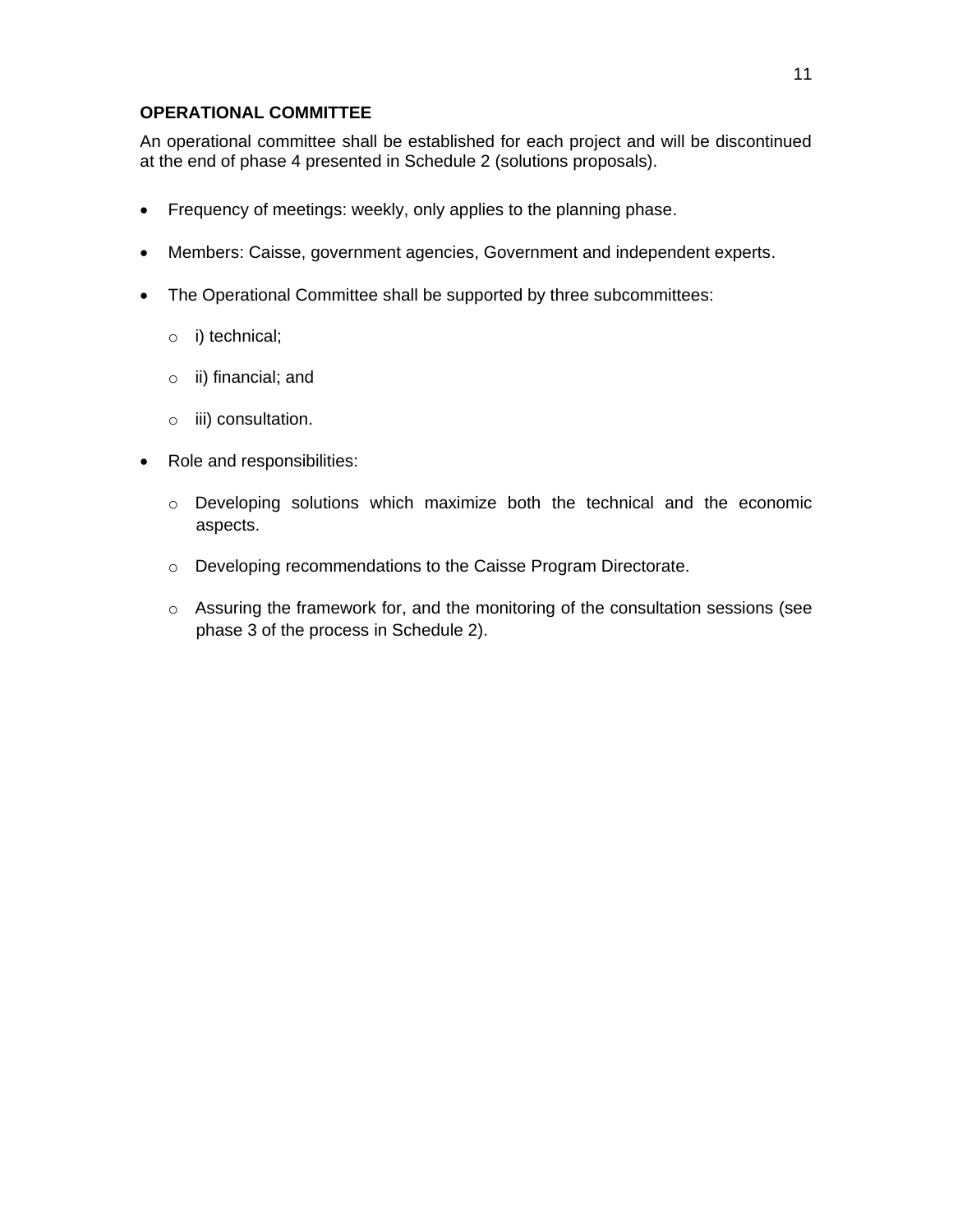**OPERATIONAL COMMITTEE**

An operational committee shall be established for each project and will be discontinued at the end of phase 4 presented in Schedule 2 (solutions proposals).

- Frequency of meetings: weekly, only applies to the planning phase.
- Members: Caisse, government agencies, Government and independent experts.
- The Operational Committee shall be supported by three subcommittees:
  - i) technical;
  - ii) financial; and
  - iii) consultation.
- Role and responsibilities:
  - Developing solutions which maximize both the technical and the economic aspects.
  - Developing recommendations to the Caisse Program Directorate.
  - Assuring the framework for, and the monitoring of the consultation sessions (see phase 3 of the process in Schedule 2).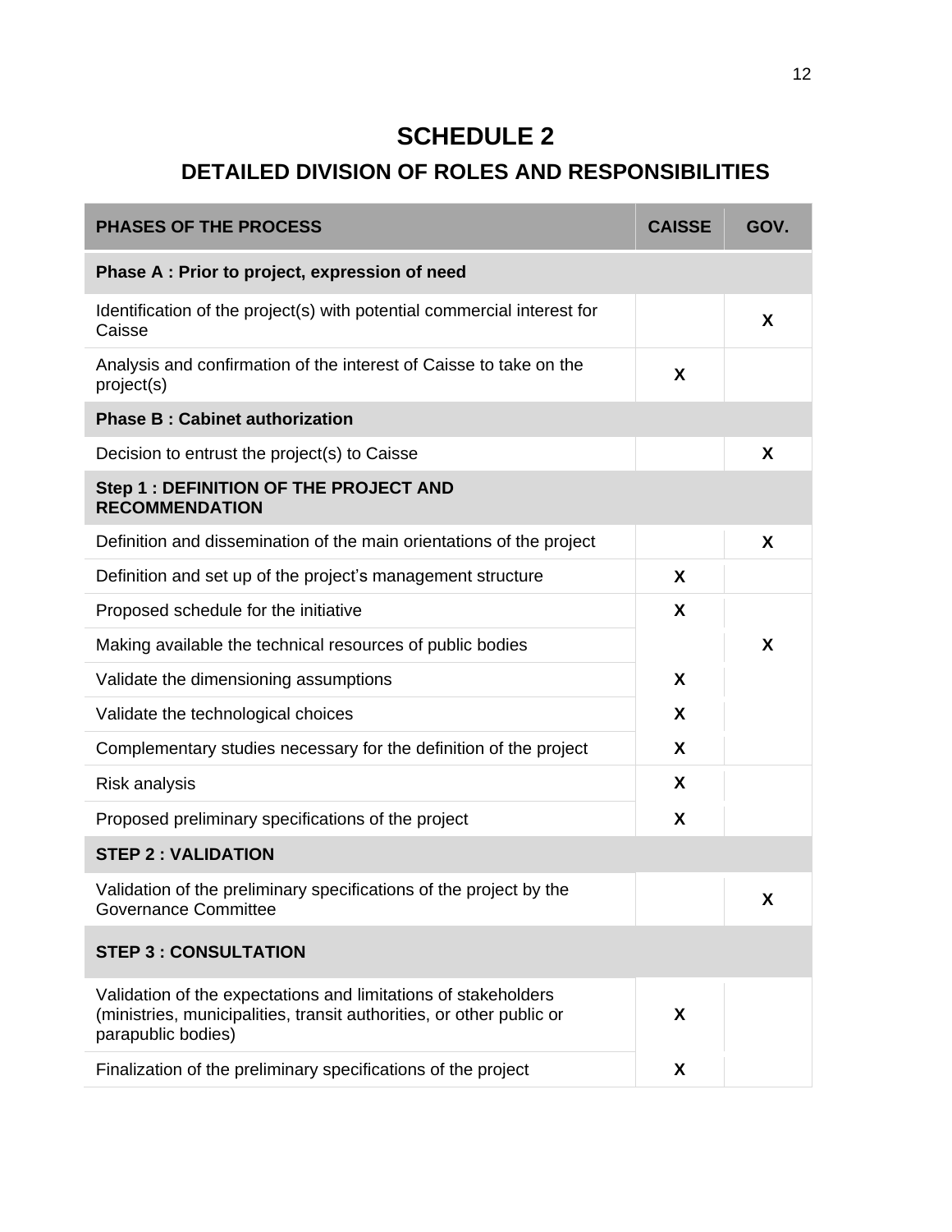# SCHEDULE 2

## DETAILED DIVISION OF ROLES AND RESPONSIBILITIES

| PHASES OF THE PROCESS | CAISSE | GOV. |
|---|---|---|
| **Phase A : Prior to project, expression of need** | | |
| Identification of the project(s) with potential commercial interest for Caisse | | X |
| Analysis and confirmation of the interest of Caisse to take on the project(s) | X | |
| **Phase B : Cabinet authorization** | | |
| Decision to entrust the project(s) to Caisse | | X |
| **Step 1 : DEFINITION OF THE PROJECT AND RECOMMENDATION** | | |
| Definition and dissemination of the main orientations of the project | | X |
| Definition and set up of the project's management structure | X | |
| Proposed schedule for the initiative | X | |
| Making available the technical resources of public bodies | | X |
| Validate the dimensioning assumptions | X | |
| Validate the technological choices | X | |
| Complementary studies necessary for the definition of the project | X | |
| Risk analysis | X | |
| Proposed preliminary specifications of the project | X | |
| **STEP 2 : VALIDATION** | | |
| Validation of the preliminary specifications of the project by the Governance Committee | | X |
| **STEP 3 : CONSULTATION** | | |
| Validation of the expectations and limitations of stakeholders (ministries, municipalities, transit authorities, or other public or parapublic bodies) | X | |
| Finalization of the preliminary specifications of the project | X | |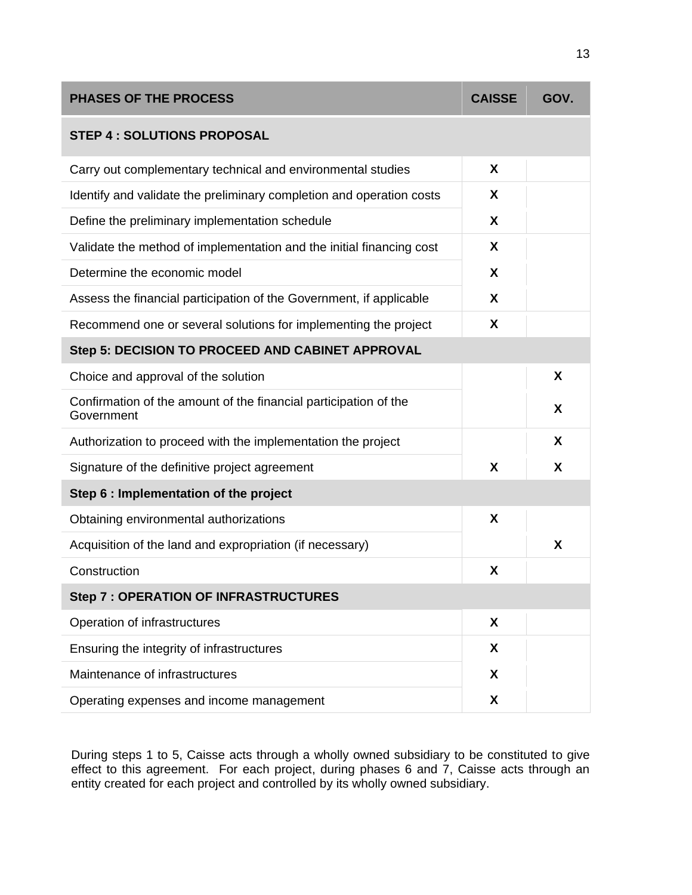| PHASES OF THE PROCESS | CAISSE | GOV. |
|---|---|---|
| **STEP 4 : SOLUTIONS PROPOSAL** | | |
| Carry out complementary technical and environmental studies | X | |
| Identify and validate the preliminary completion and operation costs | X | |
| Define the preliminary implementation schedule | X | |
| Validate the method of implementation and the initial financing cost | X | |
| Determine the economic model | X | |
| Assess the financial participation of the Government, if applicable | X | |
| Recommend one or several solutions for implementing the project | X | |
| **Step 5: DECISION TO PROCEED AND CABINET APPROVAL** | | |
| Choice and approval of the solution | | X |
| Confirmation of the amount of the financial participation of the Government | | X |
| Authorization to proceed with the implementation the project | | X |
| Signature of the definitive project agreement | X | X |
| **Step 6 : Implementation of the project** | | |
| Obtaining environmental authorizations | X | |
| Acquisition of the land and expropriation (if necessary) | | X |
| Construction | X | |
| **Step 7 : OPERATION OF INFRASTRUCTURES** | | |
| Operation of infrastructures | X | |
| Ensuring the integrity of infrastructures | X | |
| Maintenance of infrastructures | X | |
| Operating expenses and income management | X | |

During steps 1 to 5, Caisse acts through a wholly owned subsidiary to be constituted to give effect to this agreement. For each project, during phases 6 and 7, Caisse acts through an entity created for each project and controlled by its wholly owned subsidiary.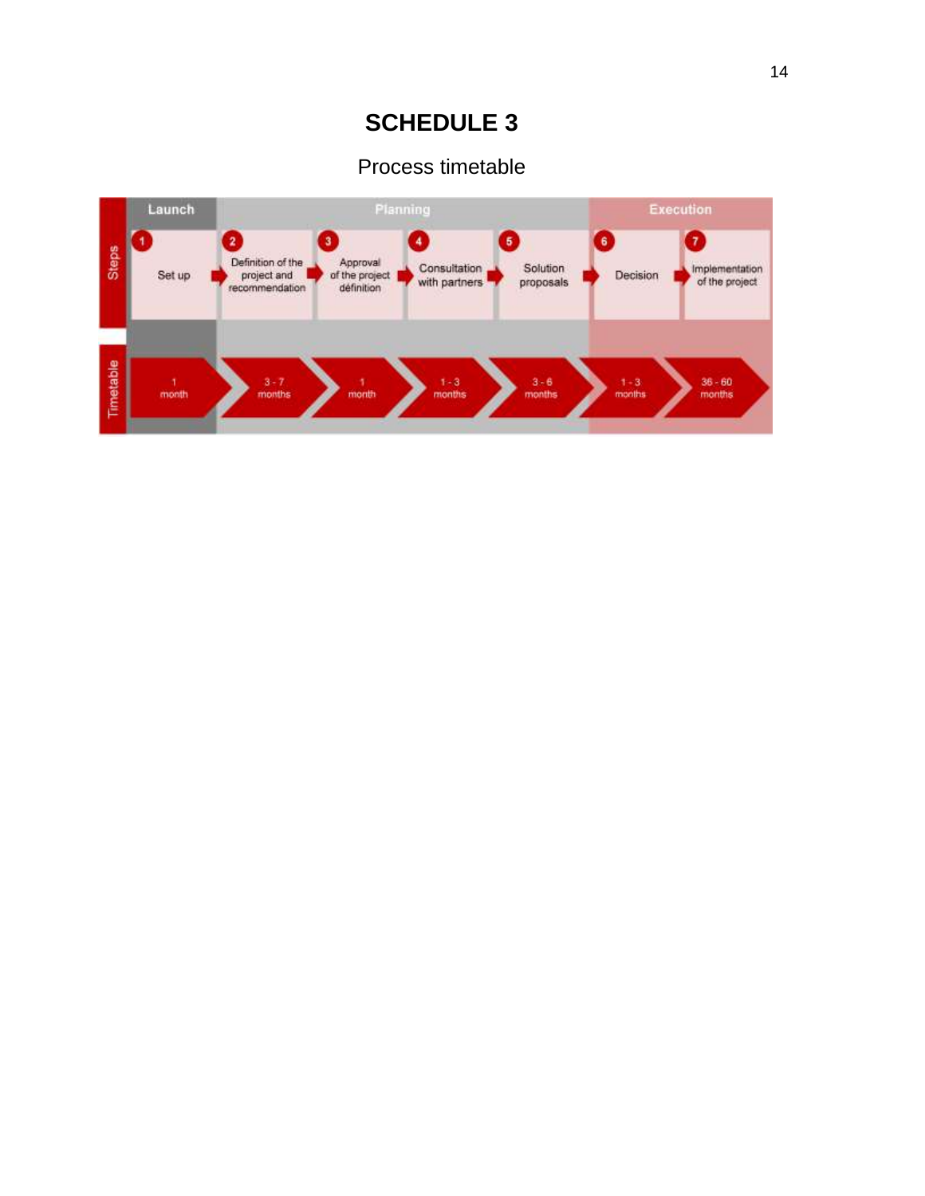# SCHEDULE 3

Process timetable

| | Launch | Planning | | | | Execution | |
|---|---|---|---|---|---|---|---|
| Steps | 1 Set up | 2 Definition of the project and recommendation | 3 Approval of the project définition | 4 Consultation with partners | 5 Solution proposals | 6 Decision | 7 Implementation of the project |
| Timetable | 1 month | 3 - 7 months | 1 month | 1 - 3 months | 3 - 6 months | 1 - 3 months | 36 - 60 months |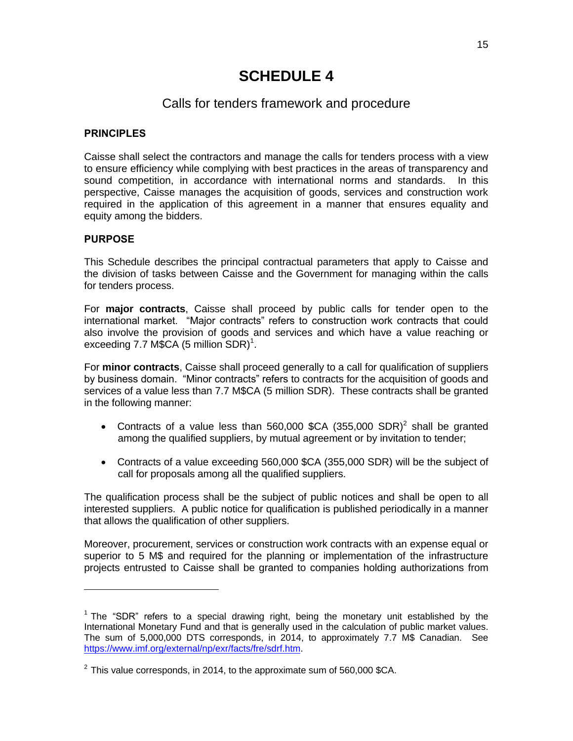# SCHEDULE 4

## Calls for tenders framework and procedure

### PRINCIPLES

Caisse shall select the contractors and manage the calls for tenders process with a view to ensure efficiency while complying with best practices in the areas of transparency and sound competition, in accordance with international norms and standards. In this perspective, Caisse manages the acquisition of goods, services and construction work required in the application of this agreement in a manner that ensures equality and equity among the bidders.

### PURPOSE

This Schedule describes the principal contractual parameters that apply to Caisse and the division of tasks between Caisse and the Government for managing within the calls for tenders process.

For **major contracts**, Caisse shall proceed by public calls for tender open to the international market. "Major contracts" refers to construction work contracts that could also involve the provision of goods and services and which have a value reaching or exceeding 7.7 M$CA (5 million SDR)[1].

For **minor contracts**, Caisse shall proceed generally to a call for qualification of suppliers by business domain. "Minor contracts" refers to contracts for the acquisition of goods and services of a value less than 7.7 M$CA (5 million SDR). These contracts shall be granted in the following manner:

- Contracts of a value less than 560,000 $CA (355,000 SDR)[2] shall be granted among the qualified suppliers, by mutual agreement or by invitation to tender;
- Contracts of a value exceeding 560,000 $CA (355,000 SDR) will be the subject of call for proposals among all the qualified suppliers.

The qualification process shall be the subject of public notices and shall be open to all interested suppliers. A public notice for qualification is published periodically in a manner that allows the qualification of other suppliers.

Moreover, procurement, services or construction work contracts with an expense equal or superior to 5 M$ and required for the planning or implementation of the infrastructure projects entrusted to Caisse shall be granted to companies holding authorizations from

---

[1] The "SDR" refers to a special drawing right, being the monetary unit established by the International Monetary Fund and that is generally used in the calculation of public market values. The sum of 5,000,000 DTS corresponds, in 2014, to approximately 7.7 M$ Canadian. See https://www.imf.org/external/np/exr/facts/fre/sdrf.htm.

[2] This value corresponds, in 2014, to the approximate sum of 560,000 $CA.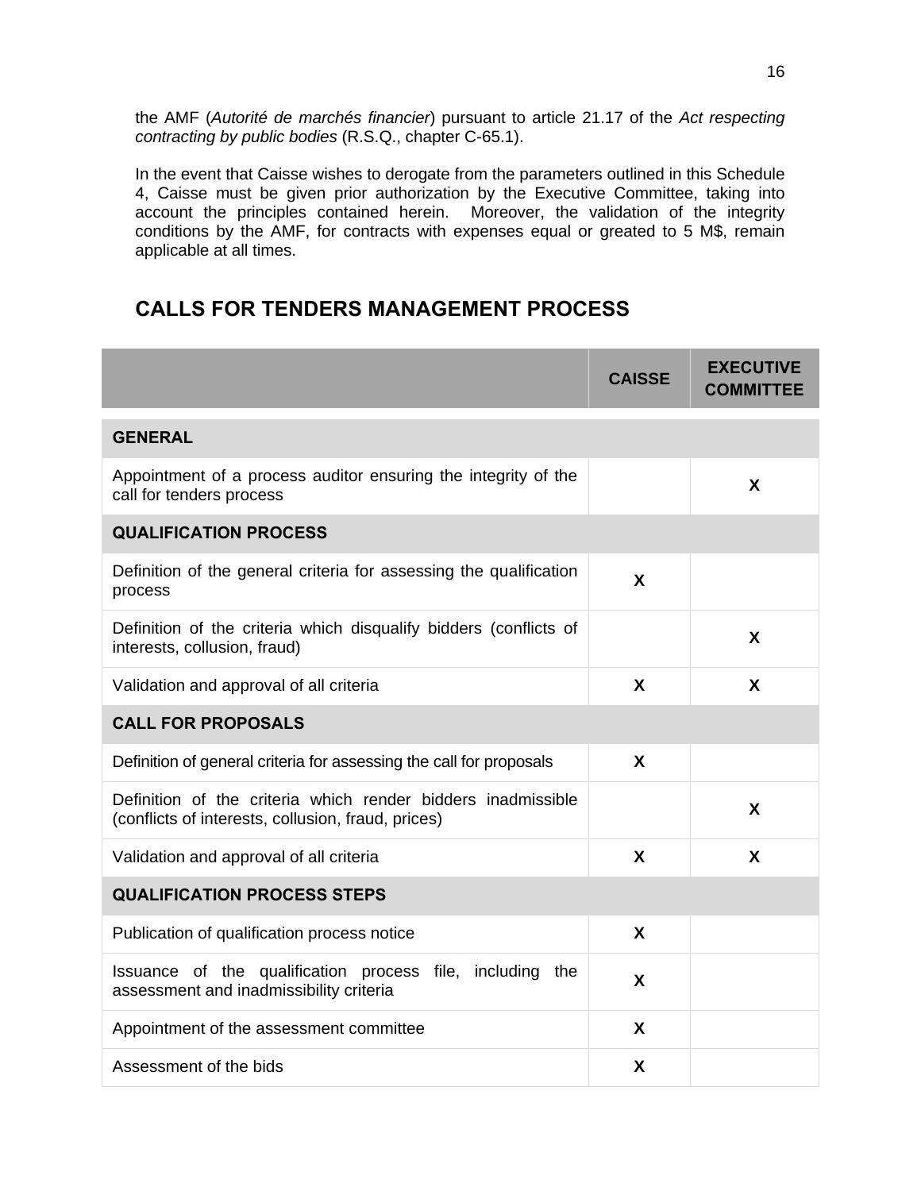the AMF (*Autorité de marchés financier*) pursuant to article 21.17 of the *Act respecting contracting by public bodies* (R.S.Q., chapter C-65.1).

In the event that Caisse wishes to derogate from the parameters outlined in this Schedule 4, Caisse must be given prior authorization by the Executive Committee, taking into account the principles contained herein. Moreover, the validation of the integrity conditions by the AMF, for contracts with expenses equal or greated to 5 M$, remain applicable at all times.

## CALLS FOR TENDERS MANAGEMENT PROCESS

| | CAISSE | EXECUTIVE COMMITTEE |
|---|---|---|
| **GENERAL** | | |
| Appointment of a process auditor ensuring the integrity of the call for tenders process | | X |
| **QUALIFICATION PROCESS** | | |
| Definition of the general criteria for assessing the qualification process | X | |
| Definition of the criteria which disqualify bidders (conflicts of interests, collusion, fraud) | | X |
| Validation and approval of all criteria | X | X |
| **CALL FOR PROPOSALS** | | |
| Definition of general criteria for assessing the call for proposals | X | |
| Definition of the criteria which render bidders inadmissible (conflicts of interests, collusion, fraud, prices) | | X |
| Validation and approval of all criteria | X | X |
| **QUALIFICATION PROCESS STEPS** | | |
| Publication of qualification process notice | X | |
| Issuance of the qualification process file, including the assessment and inadmissibility criteria | X | |
| Appointment of the assessment committee | X | |
| Assessment of the bids | X | |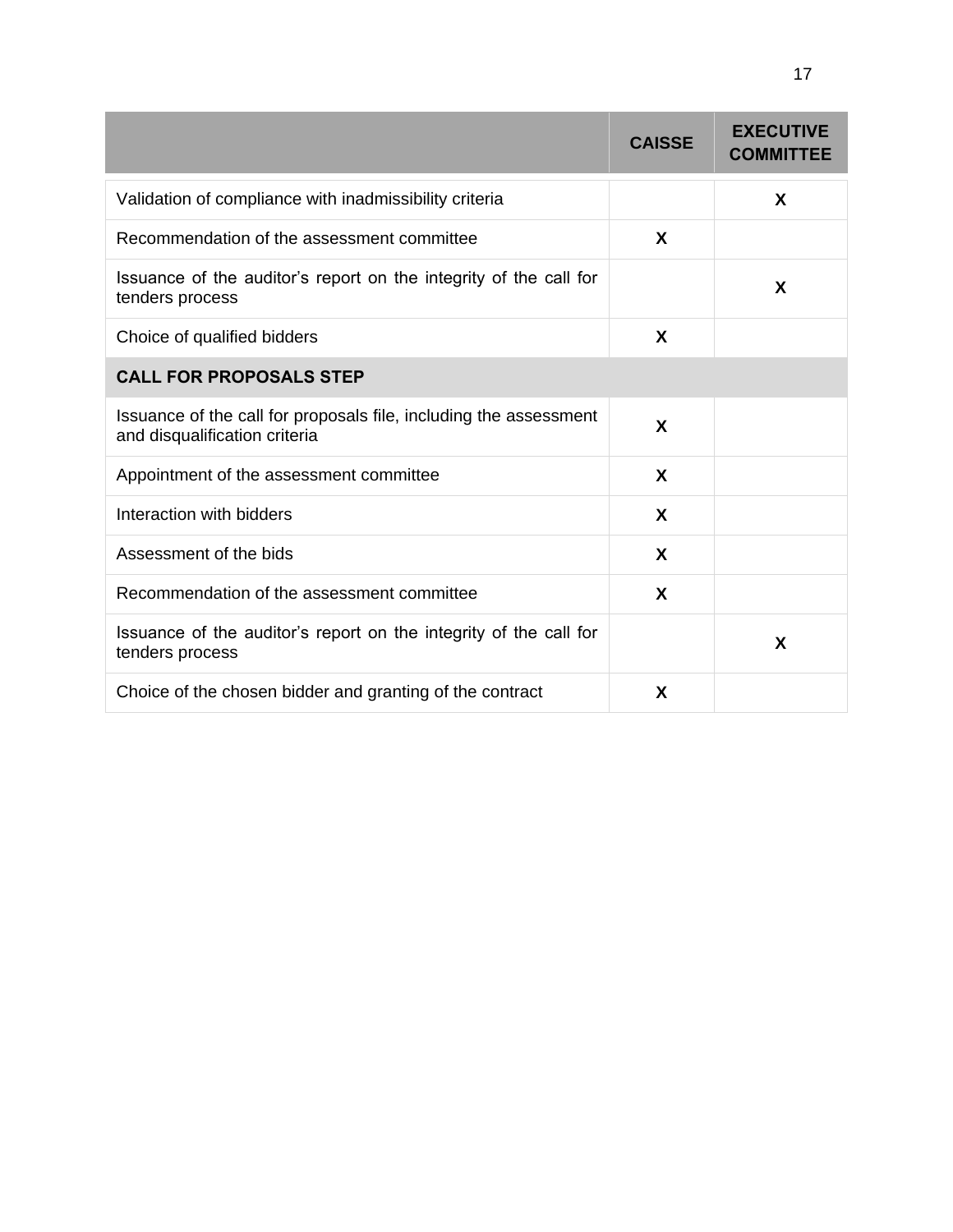| | CAISSE | EXECUTIVE COMMITTEE |
|---|---|---|
| Validation of compliance with inadmissibility criteria | | X |
| Recommendation of the assessment committee | X | |
| Issuance of the auditor's report on the integrity of the call for tenders process | | X |
| Choice of qualified bidders | X | |
| **CALL FOR PROPOSALS STEP** | | |
| Issuance of the call for proposals file, including the assessment and disqualification criteria | X | |
| Appointment of the assessment committee | X | |
| Interaction with bidders | X | |
| Assessment of the bids | X | |
| Recommendation of the assessment committee | X | |
| Issuance of the auditor's report on the integrity of the call for tenders process | | X |
| Choice of the chosen bidder and granting of the contract | X | |